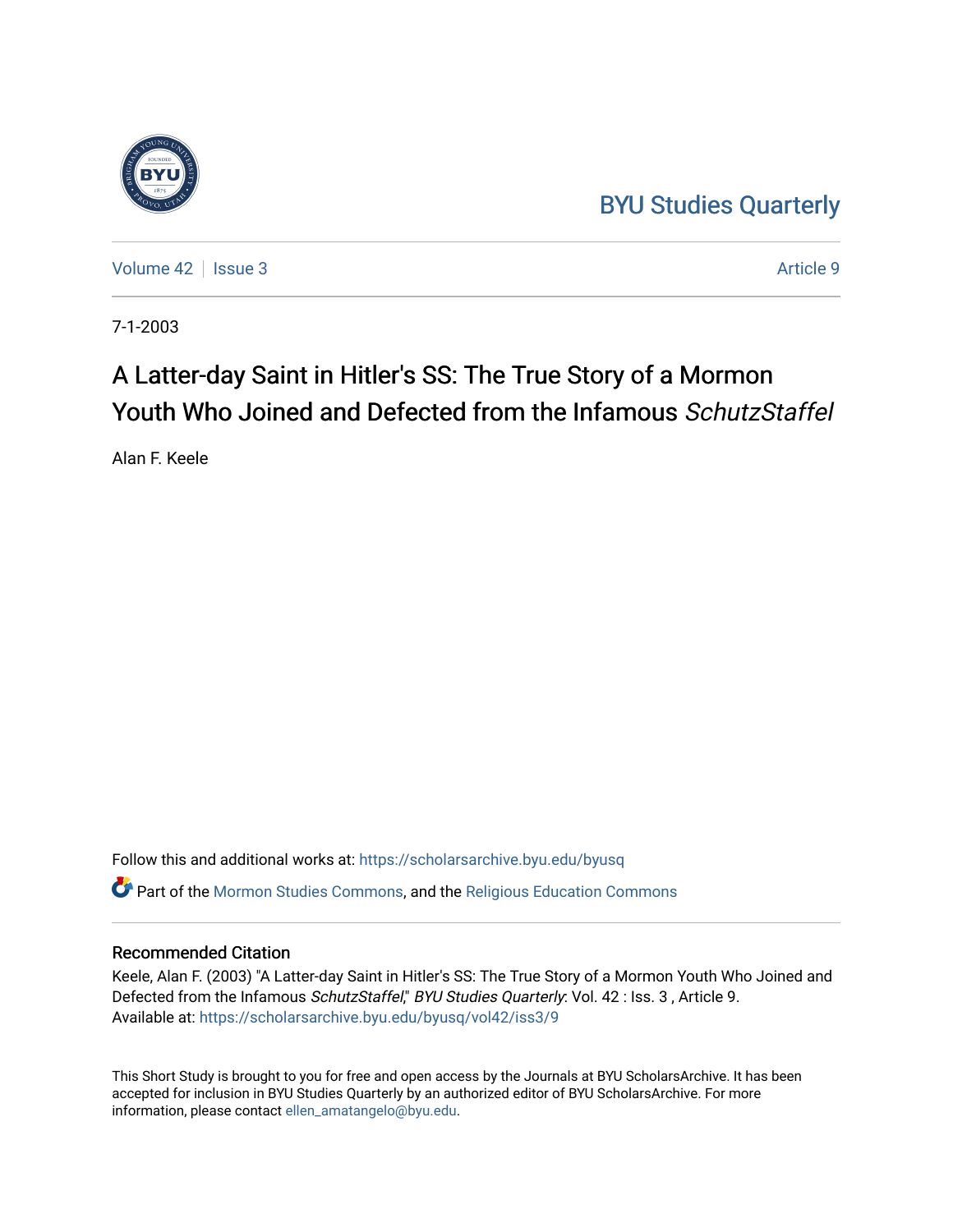BYU Studies Quarterly

Volume 42 | Issue 3 | Article 9

7-1-2003

# A Latter-day Saint in Hitler's SS: The True Story of a Mormon Youth Who Joined and Defected from the Infamous *SchutzStaffel*

Alan F. Keele

Follow this and additional works at: https://scholarsarchive.byu.edu/byusq

Part of the Mormon Studies Commons, and the Religious Education Commons

## Recommended Citation

Keele, Alan F. (2003) "A Latter-day Saint in Hitler's SS: The True Story of a Mormon Youth Who Joined and Defected from the Infamous *SchutzStaffel*," *BYU Studies Quarterly*: Vol. 42 : Iss. 3 , Article 9.
Available at: https://scholarsarchive.byu.edu/byusq/vol42/iss3/9

This Short Study is brought to you for free and open access by the Journals at BYU ScholarsArchive. It has been accepted for inclusion in BYU Studies Quarterly by an authorized editor of BYU ScholarsArchive. For more information, please contact ellen_amatangelo@byu.edu.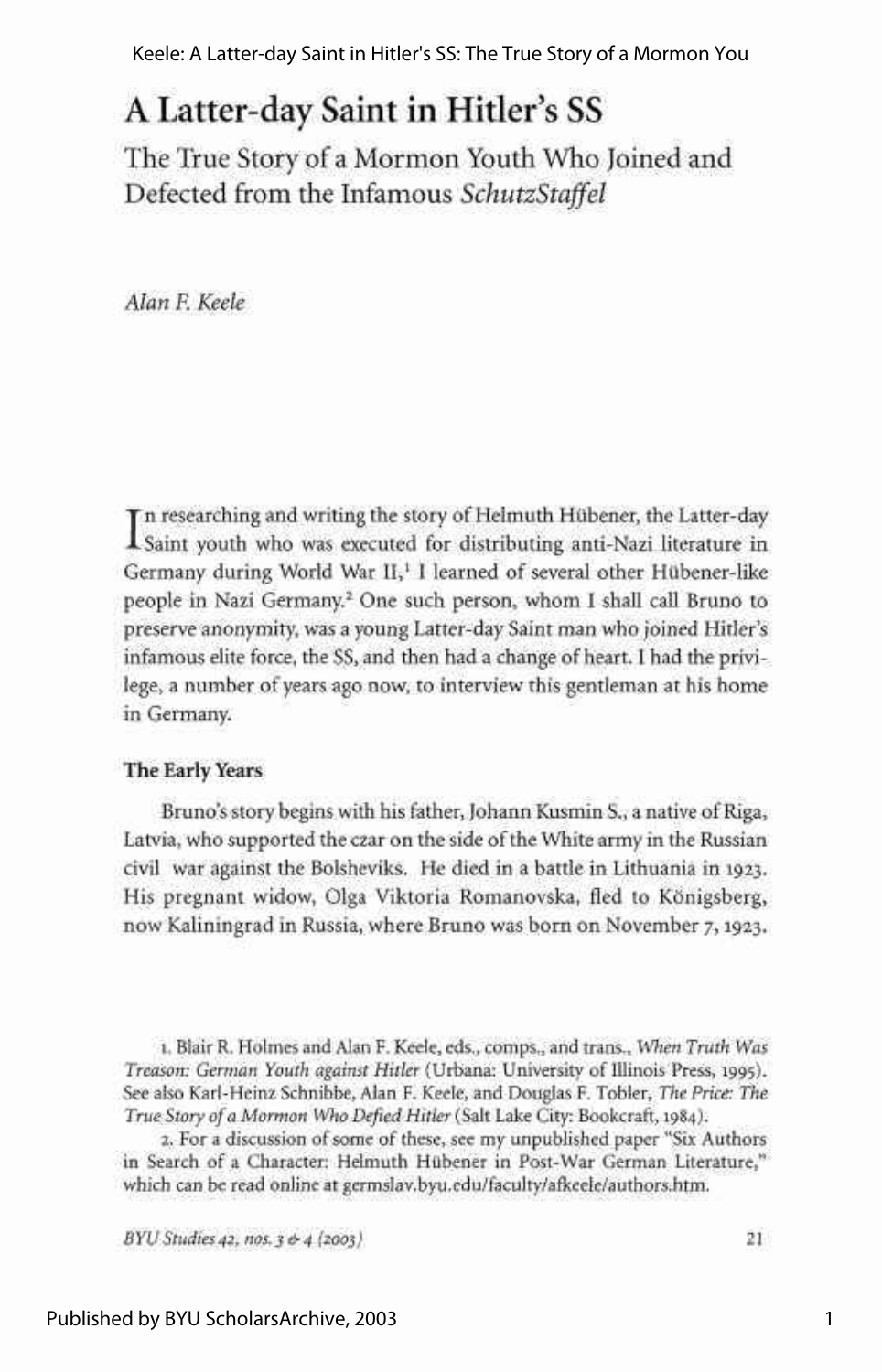# A Latter-day Saint in Hitler's SS

## The True Story of a Mormon Youth Who Joined and Defected from the Infamous *SchutzStaffel*

*Alan F. Keele*

In researching and writing the story of Helmuth Hübener, the Latter-day Saint youth who was executed for distributing anti-Nazi literature in Germany during World War II,[1] I learned of several other Hübener-like people in Nazi Germany.[2] One such person, whom I shall call Bruno to preserve anonymity, was a young Latter-day Saint man who joined Hitler's infamous elite force, the SS, and then had a change of heart. I had the privilege, a number of years ago now, to interview this gentleman at his home in Germany.

### The Early Years

Bruno's story begins with his father, Johann Kusmin S., a native of Riga, Latvia, who supported the czar on the side of the White army in the Russian civil war against the Bolsheviks. He died in a battle in Lithuania in 1923. His pregnant widow, Olga Viktoria Romanovska, fled to Königsberg, now Kaliningrad in Russia, where Bruno was born on November 7, 1923.

1. Blair R. Holmes and Alan F. Keele, eds., comps., and trans., *When Truth Was Treason: German Youth against Hitler* (Urbana: University of Illinois Press, 1995). See also Karl-Heinz Schnibbe, Alan F. Keele, and Douglas F. Tobler, *The Price: The True Story of a Mormon Who Defied Hitler* (Salt Lake City: Bookcraft, 1984).

2. For a discussion of some of these, see my unpublished paper "Six Authors in Search of a Character: Helmuth Hübener in Post-War German Literature," which can be read online at germslav.byu.edu/faculty/afkeele/authors.htm.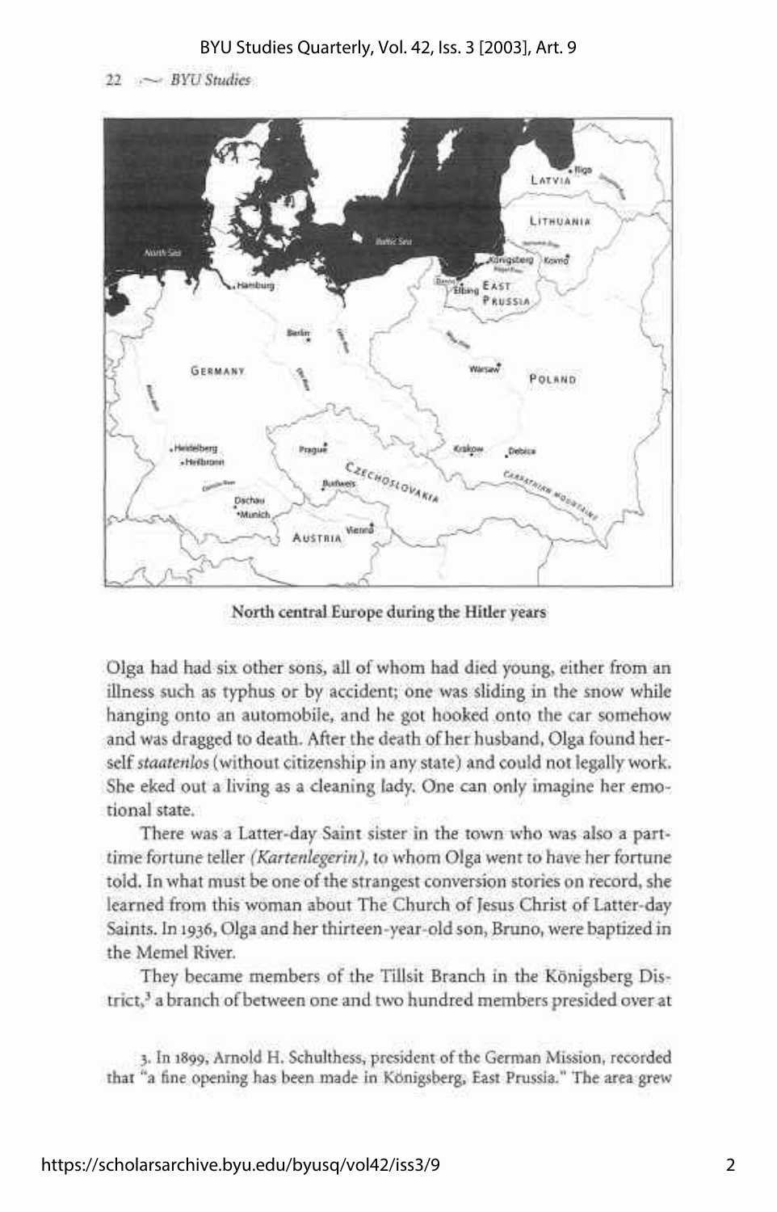North central Europe during the Hitler years

Olga had had six other sons, all of whom had died young, either from an illness such as typhus or by accident; one was sliding in the snow while hanging onto an automobile, and he got hooked onto the car somehow and was dragged to death. After the death of her husband, Olga found herself *staatenlos* (without citizenship in any state) and could not legally work. She eked out a living as a cleaning lady. One can only imagine her emotional state.

There was a Latter-day Saint sister in the town who was also a part-time fortune teller *(Kartenlegerin)*, to whom Olga went to have her fortune told. In what must be one of the strangest conversion stories on record, she learned from this woman about The Church of Jesus Christ of Latter-day Saints. In 1936, Olga and her thirteen-year-old son, Bruno, were baptized in the Memel River.

They became members of the Tillsit Branch in the Königsberg District,[3] a branch of between one and two hundred members presided over at

3. In 1899, Arnold H. Schulthess, president of the German Mission, recorded that "a fine opening has been made in Königsberg, East Prussia." The area grew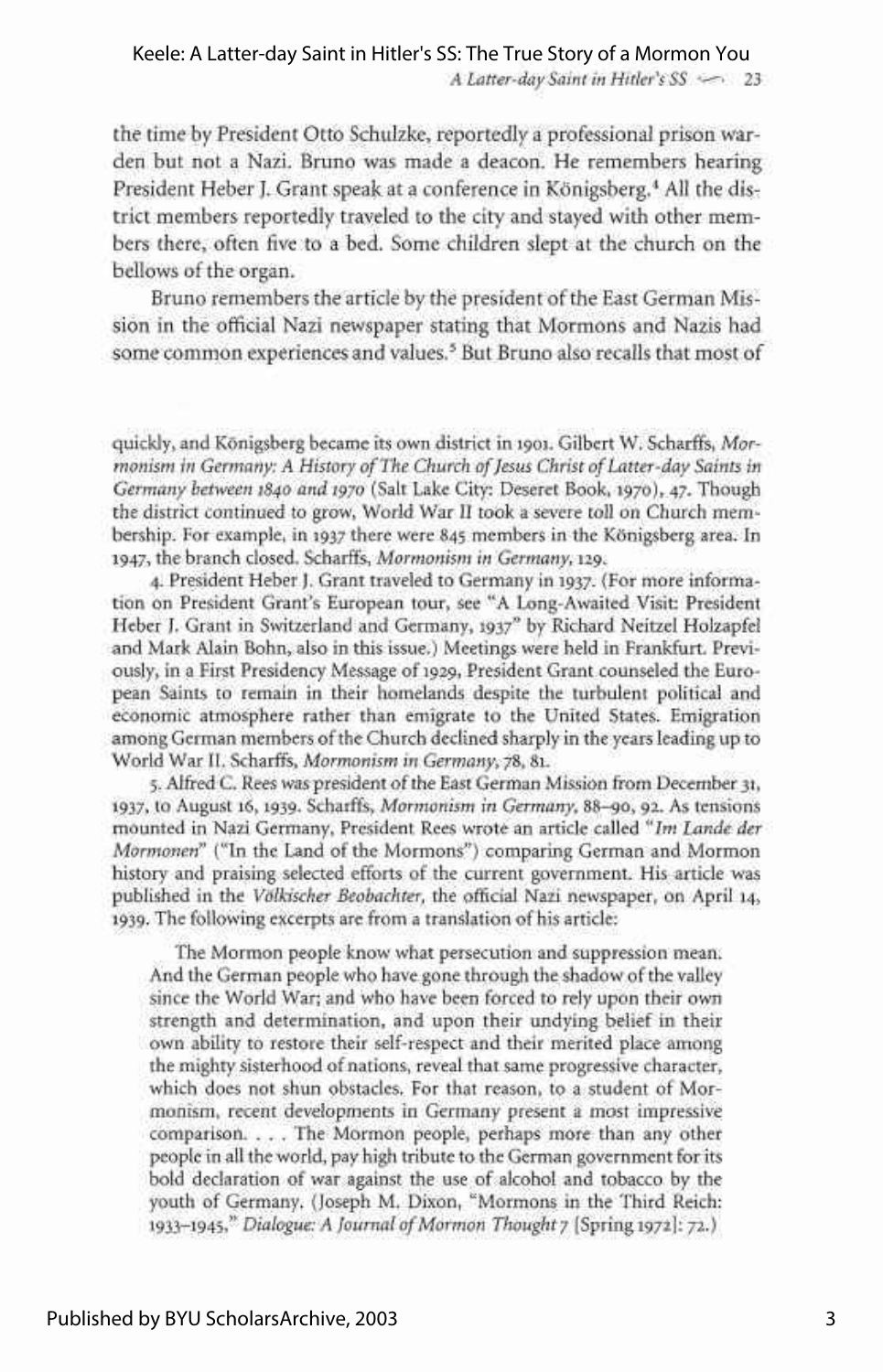the time by President Otto Schulzke, reportedly a professional prison warden but not a Nazi. Bruno was made a deacon. He remembers hearing President Heber J. Grant speak at a conference in Königsberg.[4] All the district members reportedly traveled to the city and stayed with other members there, often five to a bed. Some children slept at the church on the bellows of the organ.

Bruno remembers the article by the president of the East German Mission in the official Nazi newspaper stating that Mormons and Nazis had some common experiences and values.[5] But Bruno also recalls that most of

---

quickly, and Königsberg became its own district in 1901. Gilbert W. Scharffs, *Mormonism in Germany: A History of The Church of Jesus Christ of Latter-day Saints in Germany between 1840 and 1970* (Salt Lake City: Deseret Book, 1970), 47. Though the district continued to grow, World War II took a severe toll on Church membership. For example, in 1937 there were 845 members in the Königsberg area. In 1947, the branch closed. Scharffs, *Mormonism in Germany*, 129.

4. President Heber J. Grant traveled to Germany in 1937. (For more information on President Grant's European tour, see "A Long-Awaited Visit: President Heber J. Grant in Switzerland and Germany, 1937" by Richard Neitzel Holzapfel and Mark Alain Bohn, also in this issue.) Meetings were held in Frankfurt. Previously, in a First Presidency Message of 1929, President Grant counseled the European Saints to remain in their homelands despite the turbulent political and economic atmosphere rather than emigrate to the United States. Emigration among German members of the Church declined sharply in the years leading up to World War II. Scharffs, *Mormonism in Germany*, 78, 81.

5. Alfred C. Rees was president of the East German Mission from December 31, 1937, to August 16, 1939. Scharffs, *Mormonism in Germany*, 88–90, 92. As tensions mounted in Nazi Germany, President Rees wrote an article called "*Im Lande der Mormonen*" ("In the Land of the Mormons") comparing German and Mormon history and praising selected efforts of the current government. His article was published in the *Völkischer Beobachter*, the official Nazi newspaper, on April 14, 1939. The following excerpts are from a translation of his article:

> The Mormon people know what persecution and suppression mean. And the German people who have gone through the shadow of the valley since the World War; and who have been forced to rely upon their own strength and determination, and upon their undying belief in their own ability to restore their self-respect and their merited place among the mighty sisterhood of nations, reveal that same progressive character, which does not shun obstacles. For that reason, to a student of Mormonism, recent developments in Germany present a most impressive comparison. . . . The Mormon people, perhaps more than any other people in all the world, pay high tribute to the German government for its bold declaration of war against the use of alcohol and tobacco by the youth of Germany. (Joseph M. Dixon, "Mormons in the Third Reich: 1933–1945," *Dialogue: A Journal of Mormon Thought* 7 [Spring 1972]: 72.)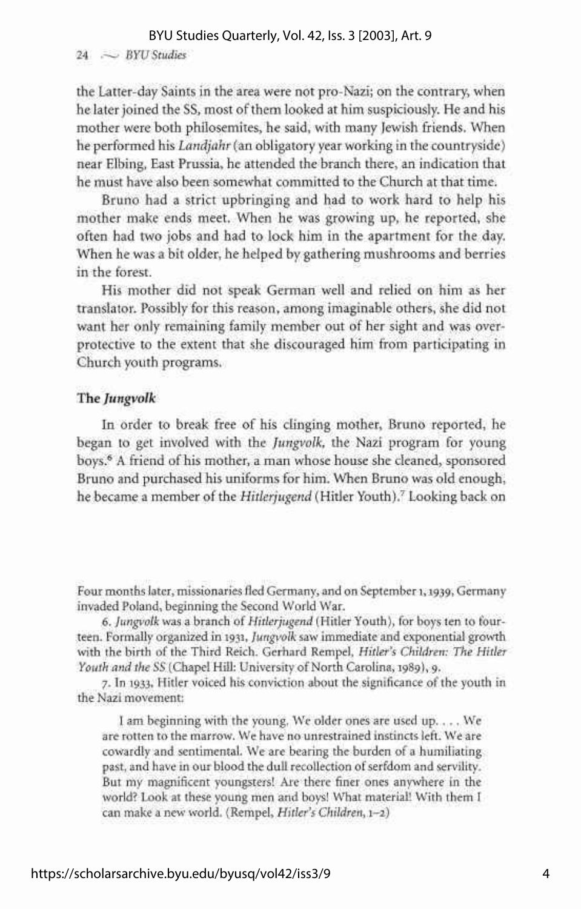the Latter-day Saints in the area were not pro-Nazi; on the contrary, when he later joined the SS, most of them looked at him suspiciously. He and his mother were both philosemites, he said, with many Jewish friends. When he performed his *Landjahr* (an obligatory year working in the countryside) near Elbing, East Prussia, he attended the branch there, an indication that he must have also been somewhat committed to the Church at that time.

Bruno had a strict upbringing and had to work hard to help his mother make ends meet. When he was growing up, he reported, she often had two jobs and had to lock him in the apartment for the day. When he was a bit older, he helped by gathering mushrooms and berries in the forest.

His mother did not speak German well and relied on him as her translator. Possibly for this reason, among imaginable others, she did not want her only remaining family member out of her sight and was overprotective to the extent that she discouraged him from participating in Church youth programs.

### The *Jungvolk*

In order to break free of his clinging mother, Bruno reported, he began to get involved with the *Jungvolk*, the Nazi program for young boys.[6] A friend of his mother, a man whose house she cleaned, sponsored Bruno and purchased his uniforms for him. When Bruno was old enough, he became a member of the *Hitlerjugend* (Hitler Youth).[7] Looking back on

---

Four months later, missionaries fled Germany, and on September 1, 1939, Germany invaded Poland, beginning the Second World War.

6. *Jungvolk* was a branch of *Hitlerjugend* (Hitler Youth), for boys ten to fourteen. Formally organized in 1931, *Jungvolk* saw immediate and exponential growth with the birth of the Third Reich. Gerhard Rempel, *Hitler's Children: The Hitler Youth and the SS* (Chapel Hill: University of North Carolina, 1989), 9.

7. In 1933, Hitler voiced his conviction about the significance of the youth in the Nazi movement:

> I am beginning with the young. We older ones are used up. . . . We are rotten to the marrow. We have no unrestrained instincts left. We are cowardly and sentimental. We are bearing the burden of a humiliating past, and have in our blood the dull recollection of serfdom and servility. But my magnificent youngsters! Are there finer ones anywhere in the world? Look at these young men and boys! What material! With them I can make a new world. (Rempel, *Hitler's Children*, 1–2)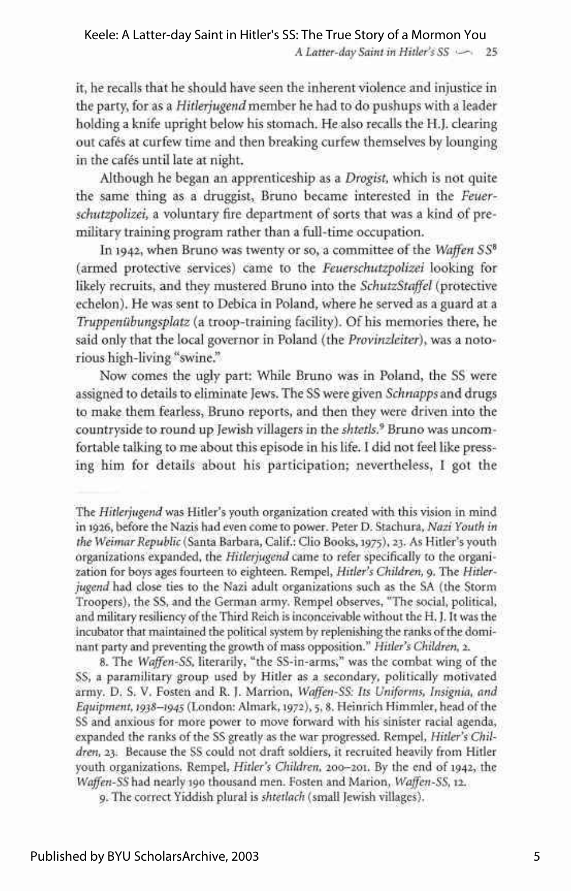it, he recalls that he should have seen the inherent violence and injustice in the party, for as a *Hitlerjugend* member he had to do pushups with a leader holding a knife upright below his stomach. He also recalls the H.J. clearing out cafés at curfew time and then breaking curfew themselves by lounging in the cafés until late at night.

Although he began an apprenticeship as a *Drogist*, which is not quite the same thing as a druggist, Bruno became interested in the *Feuerschutzpolizei*, a voluntary fire department of sorts that was a kind of premilitary training program rather than a full-time occupation.

In 1942, when Bruno was twenty or so, a committee of the *Waffen SS*[8] (armed protective services) came to the *Feuerschutzpolizei* looking for likely recruits, and they mustered Bruno into the *SchutzStaffel* (protective echelon). He was sent to Debica in Poland, where he served as a guard at a *Truppenübungsplatz* (a troop-training facility). Of his memories there, he said only that the local governor in Poland (the *Provinzleiter*), was a notorious high-living "swine."

Now comes the ugly part: While Bruno was in Poland, the SS were assigned to details to eliminate Jews. The SS were given *Schnapps* and drugs to make them fearless, Bruno reports, and then they were driven into the countryside to round up Jewish villagers in the *shtetls*.[9] Bruno was uncomfortable talking to me about this episode in his life. I did not feel like pressing him for details about his participation; nevertheless, I got the

---

The *Hitlerjugend* was Hitler's youth organization created with this vision in mind in 1926, before the Nazis had even come to power. Peter D. Stachura, *Nazi Youth in the Weimar Republic* (Santa Barbara, Calif.: Clio Books, 1975), 23. As Hitler's youth organizations expanded, the *Hitlerjugend* came to refer specifically to the organization for boys ages fourteen to eighteen. Rempel, *Hitler's Children*, 9. The *Hitlerjugend* had close ties to the Nazi adult organizations such as the SA (the Storm Troopers), the SS, and the German army. Rempel observes, "The social, political, and military resiliency of the Third Reich is inconceivable without the H. J. It was the incubator that maintained the political system by replenishing the ranks of the dominant party and preventing the growth of mass opposition." *Hitler's Children*, 2.

8. The *Waffen-SS*, literarily, "the SS-in-arms," was the combat wing of the SS, a paramilitary group used by Hitler as a secondary, politically motivated army. D. S. V. Fosten and R. J. Marrion, *Waffen-SS: Its Uniforms, Insignia, and Equipment, 1938–1945* (London: Almark, 1972), 5, 8. Heinrich Himmler, head of the SS and anxious for more power to move forward with his sinister racial agenda, expanded the ranks of the SS greatly as the war progressed. Rempel, *Hitler's Children*, 23. Because the SS could not draft soldiers, it recruited heavily from Hitler youth organizations. Rempel, *Hitler's Children*, 200–201. By the end of 1942, the *Waffen-SS* had nearly 190 thousand men. Fosten and Marion, *Waffen-SS*, 12.

9. The correct Yiddish plural is *shtetlach* (small Jewish villages).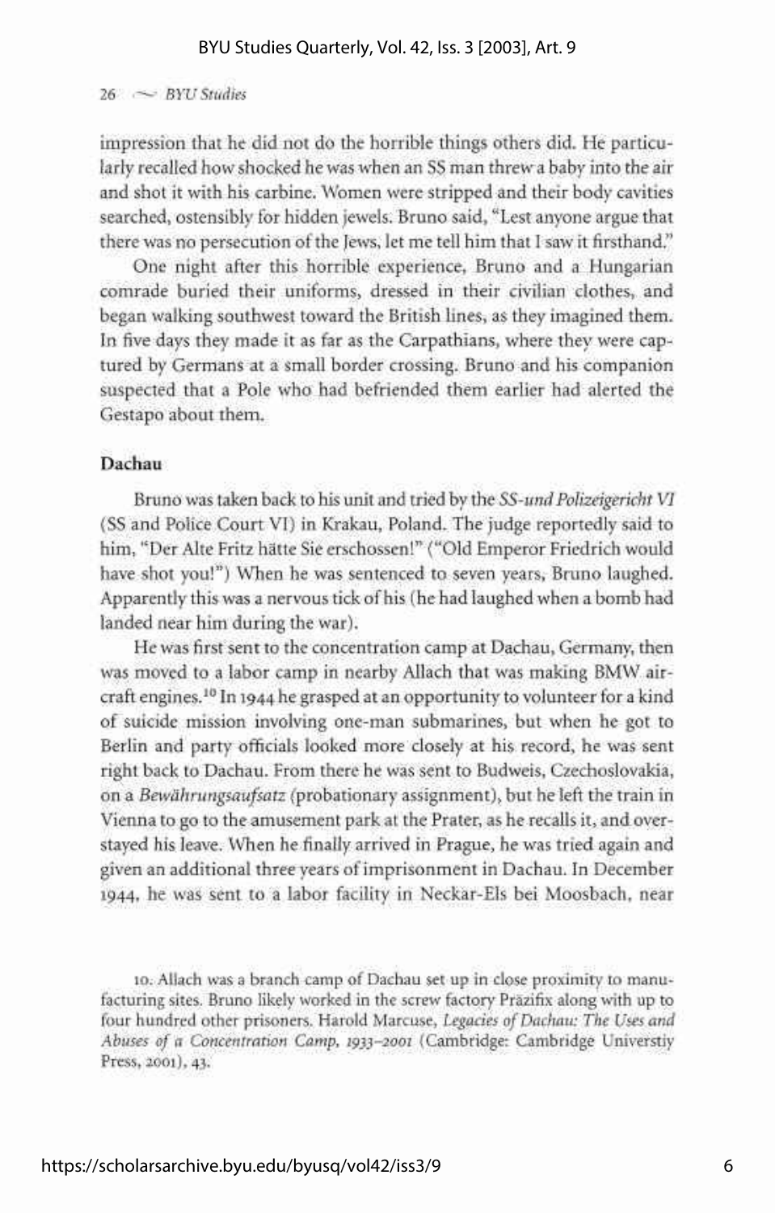impression that he did not do the horrible things others did. He particularly recalled how shocked he was when an SS man threw a baby into the air and shot it with his carbine. Women were stripped and their body cavities searched, ostensibly for hidden jewels. Bruno said, "Lest anyone argue that there was no persecution of the Jews, let me tell him that I saw it firsthand."

One night after this horrible experience, Bruno and a Hungarian comrade buried their uniforms, dressed in their civilian clothes, and began walking southwest toward the British lines, as they imagined them. In five days they made it as far as the Carpathians, where they were captured by Germans at a small border crossing. Bruno and his companion suspected that a Pole who had befriended them earlier had alerted the Gestapo about them.

### Dachau

Bruno was taken back to his unit and tried by the *SS-und Polizeigericht VI* (SS and Police Court VI) in Krakau, Poland. The judge reportedly said to him, "Der Alte Fritz hätte Sie erschossen!" ("Old Emperor Friedrich would have shot you!") When he was sentenced to seven years, Bruno laughed. Apparently this was a nervous tick of his (he had laughed when a bomb had landed near him during the war).

He was first sent to the concentration camp at Dachau, Germany, then was moved to a labor camp in nearby Allach that was making BMW aircraft engines.[10] In 1944 he grasped at an opportunity to volunteer for a kind of suicide mission involving one-man submarines, but when he got to Berlin and party officials looked more closely at his record, he was sent right back to Dachau. From there he was sent to Budweis, Czechoslovakia, on a *Bewährungsaufsatz* (probationary assignment), but he left the train in Vienna to go to the amusement park at the Prater, as he recalls it, and overstayed his leave. When he finally arrived in Prague, he was tried again and given an additional three years of imprisonment in Dachau. In December 1944, he was sent to a labor facility in Neckar-Els bei Moosbach, near

10. Allach was a branch camp of Dachau set up in close proximity to manufacturing sites. Bruno likely worked in the screw factory Präzifix along with up to four hundred other prisoners. Harold Marcuse, *Legacies of Dachau: The Uses and Abuses of a Concentration Camp, 1933–2001* (Cambridge: Cambridge Universtiy Press, 2001), 43.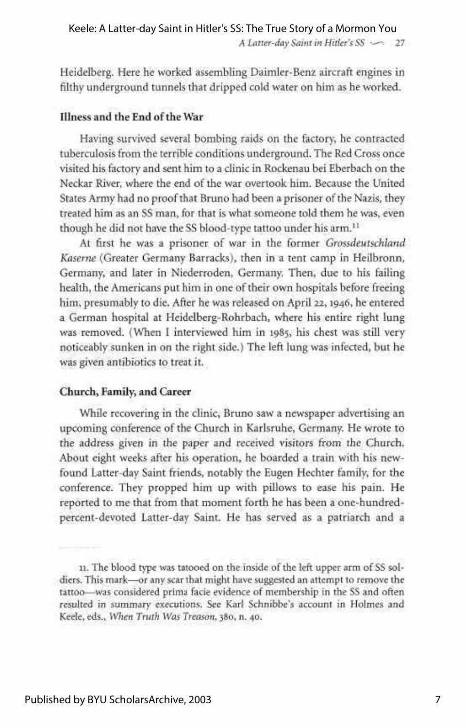Heidelberg. Here he worked assembling Daimler-Benz aircraft engines in filthy underground tunnels that dripped cold water on him as he worked.

### Illness and the End of the War

Having survived several bombing raids on the factory, he contracted tuberculosis from the terrible conditions underground. The Red Cross once visited his factory and sent him to a clinic in Rockenau bei Eberbach on the Neckar River, where the end of the war overtook him. Because the United States Army had no proof that Bruno had been a prisoner of the Nazis, they treated him as an SS man, for that is what someone told them he was, even though he did not have the SS blood-type tattoo under his arm.[11]

At first he was a prisoner of war in the former *Grossdeutschland Kaserne* (Greater Germany Barracks), then in a tent camp in Heilbronn, Germany, and later in Niederroden, Germany. Then, due to his failing health, the Americans put him in one of their own hospitals before freeing him, presumably to die. After he was released on April 22, 1946, he entered a German hospital at Heidelberg-Rohrbach, where his entire right lung was removed. (When I interviewed him in 1985, his chest was still very noticeably sunken in on the right side.) The left lung was infected, but he was given antibiotics to treat it.

### Church, Family, and Career

While recovering in the clinic, Bruno saw a newspaper advertising an upcoming conference of the Church in Karlsruhe, Germany. He wrote to the address given in the paper and received visitors from the Church. About eight weeks after his operation, he boarded a train with his new-found Latter-day Saint friends, notably the Eugen Hechter family, for the conference. They propped him up with pillows to ease his pain. He reported to me that from that moment forth he has been a one-hundred-percent-devoted Latter-day Saint. He has served as a patriarch and a

---

11. The blood type was tatooed on the inside of the left upper arm of SS soldiers. This mark—or any scar that might have suggested an attempt to remove the tattoo—was considered prima facie evidence of membership in the SS and often resulted in summary executions. See Karl Schnibbe's account in Holmes and Keele, eds., *When Truth Was Treason*, 380, n. 40.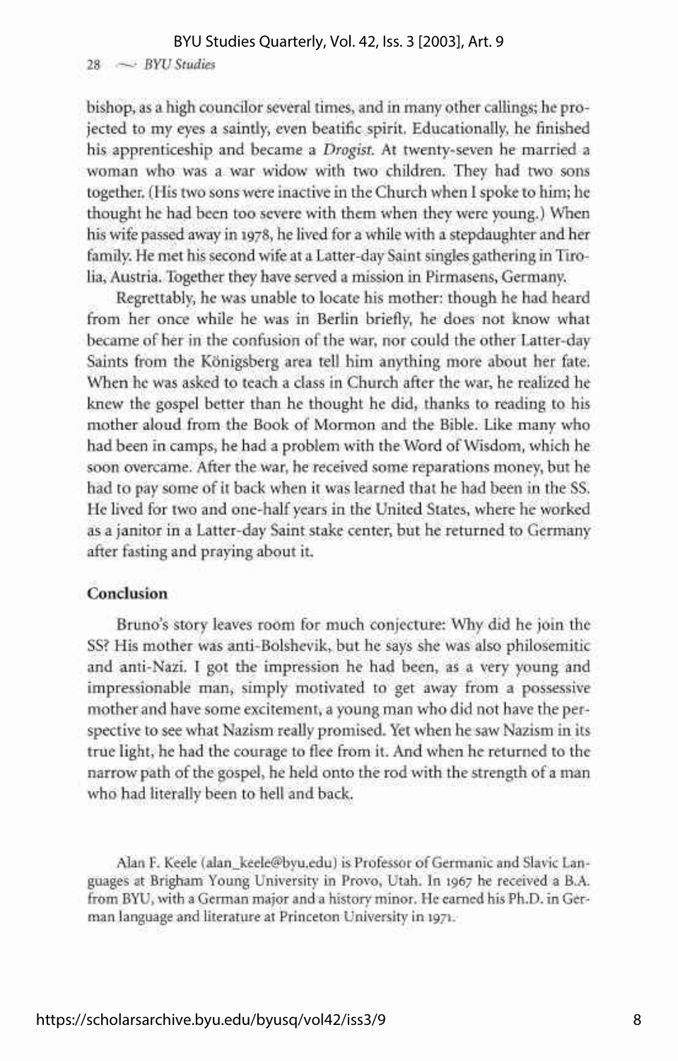bishop, as a high councilor several times, and in many other callings; he projected to my eyes a saintly, even beatific spirit. Educationally, he finished his apprenticeship and became a *Drogist*. At twenty-seven he married a woman who was a war widow with two children. They had two sons together. (His two sons were inactive in the Church when I spoke to him; he thought he had been too severe with them when they were young.) When his wife passed away in 1978, he lived for a while with a stepdaughter and her family. He met his second wife at a Latter-day Saint singles gathering in Tirolia, Austria. Together they have served a mission in Pirmasens, Germany.

Regrettably, he was unable to locate his mother: though he had heard from her once while he was in Berlin briefly, he does not know what became of her in the confusion of the war, nor could the other Latter-day Saints from the Königsberg area tell him anything more about her fate. When he was asked to teach a class in Church after the war, he realized he knew the gospel better than he thought he did, thanks to reading to his mother aloud from the Book of Mormon and the Bible. Like many who had been in camps, he had a problem with the Word of Wisdom, which he soon overcame. After the war, he received some reparations money, but he had to pay some of it back when it was learned that he had been in the SS. He lived for two and one-half years in the United States, where he worked as a janitor in a Latter-day Saint stake center, but he returned to Germany after fasting and praying about it.

## Conclusion

Bruno's story leaves room for much conjecture: Why did he join the SS? His mother was anti-Bolshevik, but he says she was also philosemitic and anti-Nazi. I got the impression he had been, as a very young and impressionable man, simply motivated to get away from a possessive mother and have some excitement, a young man who did not have the perspective to see what Nazism really promised. Yet when he saw Nazism in its true light, he had the courage to flee from it. And when he returned to the narrow path of the gospel, he held onto the rod with the strength of a man who had literally been to hell and back.

Alan F. Keele (alan_keele@byu.edu) is Professor of Germanic and Slavic Languages at Brigham Young University in Provo, Utah. In 1967 he received a B.A. from BYU, with a German major and a history minor. He earned his Ph.D. in German language and literature at Princeton University in 1971.